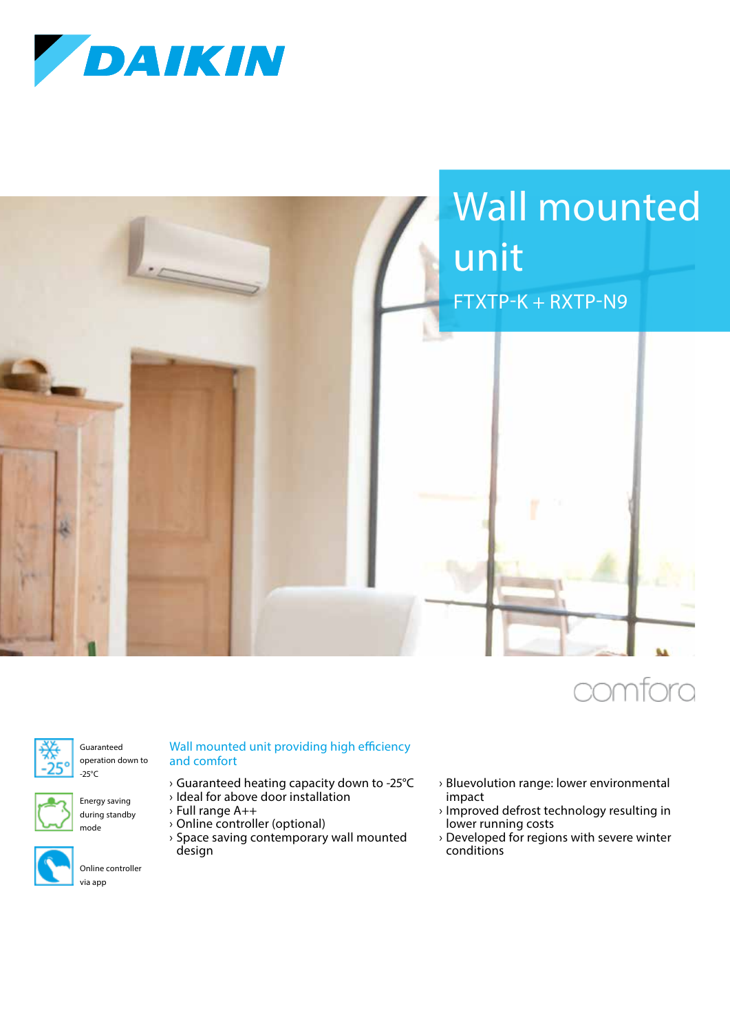# Wall mounted unit

FTXTP-K + RXTP-N9

comfora

Guaranteed operation down to -25°C

Energy saving during standby mode

Online controller via app

## Wall mounted unit providing high efficiency and comfort

- Guaranteed heating capacity down to -25°C
- Ideal for above door installation
- Full range A++
- Online controller (optional)
- Space saving contemporary wall mounted design
- Bluevolution range: lower environmental impact
- Improved defrost technology resulting in lower running costs
- Developed for regions with severe winter conditions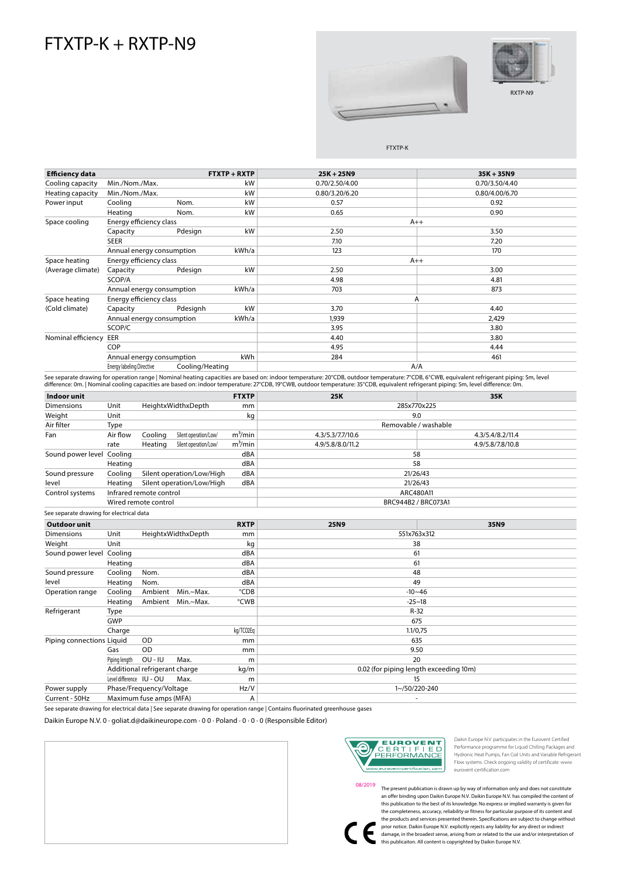# FTXTP-K + RXTP-N9

RXTP-N9

FTXTP-K

| Efficiency data | | | FTXTP + RXTP | 25K + 25N9 | 35K + 35N9 |
|---|---|---|---|---|---|
| Cooling capacity | Min./Nom./Max. | | kW | 0.70/2.50/4.00 | 0.70/3.50/4.40 |
| Heating capacity | Min./Nom./Max. | | kW | 0.80/3.20/6.20 | 0.80/4.00/6.70 |
| Power input | Cooling | Nom. | kW | 0.57 | 0.92 |
| | Heating | Nom. | kW | 0.65 | 0.90 |
| Space cooling | Energy efficiency class | | | A++ | |
| | Capacity | Pdesign | kW | 2.50 | 3.50 |
| | SEER | | | 7.10 | 7.20 |
| | Annual energy consumption | | kWh/a | 123 | 170 |
| Space heating (Average climate) | Energy efficiency class | | | A++ | |
| | Capacity | Pdesign | kW | 2.50 | 3.00 |
| | SCOP/A | | | 4.98 | 4.81 |
| | Annual energy consumption | | kWh/a | 703 | 873 |
| Space heating (Cold climate) | Energy efficiency class | | | A | |
| | Capacity | Pdesignh | kW | 3.70 | 4.40 |
| | Annual energy consumption | | kWh/a | 1,939 | 2,429 |
| | SCOP/C | | | 3.95 | 3.80 |
| Nominal efficiency | EER | | | 4.40 | 3.80 |
| | COP | | | 4.95 | 4.44 |
| | Annual energy consumption | | kWh | 284 | 461 |
| | Energy labeling Directive | Cooling/Heating | | A/A | |

See separate drawing for operation range | Nominal heating capacities are based on: indoor temperature: 20°CDB, outdoor temperature: 7°CDB, 6°CWB, equivalent refrigerant piping: 5m, level difference: 0m. | Nominal cooling capacities are based on: indoor temperature: 27°CDB, 19°CWB, outdoor temperature: 35°CDB, equivalent refrigerant piping: 5m, level difference: 0m.

| Indoor unit | | | | FTXTP | 25K | 35K |
|---|---|---|---|---|---|---|
| Dimensions | Unit | HeightxWidthxDepth | | mm | 285x770x225 | |
| Weight | Unit | | | kg | 9.0 | |
| Air filter | Type | | | | Removable / washable | |
| Fan | Air flow rate | Cooling | Silent operation/Low/ | m³/min | 4.3/5.3/7.7/10.6 | 4.3/5.4/8.2/11.4 |
| | | Heating | Silent operation/Low/ | m³/min | 4.9/5.8/8.0/11.2 | 4.9/5.8/7.8/10.8 |
| Sound power level | Cooling | | | dBA | 58 | |
| | Heating | | | dBA | 58 | |
| Sound pressure level | Cooling | Silent operation/Low/High | | dBA | 21/26/43 | |
| | Heating | Silent operation/Low/High | | dBA | 21/26/43 | |
| Control systems | Infrared remote control | | | | ARC480A11 | |
| | Wired remote control | | | | BRC944B2 / BRC073A1 | |

See separate drawing for electrical data

| Outdoor unit | | | | RXTP | 25N9 | 35N9 |
|---|---|---|---|---|---|---|
| Dimensions | Unit | HeightxWidthxDepth | | mm | 551x763x312 | |
| Weight | Unit | | | kg | 38 | |
| Sound power level | Cooling | | | dBA | 61 | |
| | Heating | | | dBA | 61 | |
| Sound pressure level | Cooling | Nom. | | dBA | 48 | |
| | Heating | Nom. | | dBA | 49 | |
| Operation range | Cooling | Ambient | Min.~Max. | °CDB | -10~46 | |
| | Heating | Ambient | Min.~Max. | °CWB | -25~18 | |
| Refrigerant | Type | | | | R-32 | |
| | GWP | | | | 675 | |
| | Charge | | | kg/TCO2Eq | 1.1/0,75 | |
| Piping connections | Liquid | OD | | mm | 635 | |
| | Gas | OD | | mm | 9.50 | |
| | Piping length | OU - IU | Max. | m | 20 | |
| | Additional refrigerant charge | | | kg/m | 0.02 (for piping length exceeding 10m) | |
| | Level difference | IU - OU | Max. | m | 15 | |
| Power supply | Phase/Frequency/Voltage | | | Hz/V | 1~/50/220-240 | |
| Current - 50Hz | Maximum fuse amps (MFA) | | | A | - | |

See separate drawing for electrical data | See separate drawing for operation range | Contains fluorinated greenhouse gases

Daikin Europe N.V. 0 · goliat.d@daikineurope.com · 0 0 · Poland · 0 · 0 · 0 (Responsible Editor)

EUROVENT CERTIFIED PERFORMANCE www.eurovent-certification.com

Daikin Europe N.V. participates in the Eurovent Certified Performance programme for Liquid Chilling Packages and Hydronic Heat Pumps, Fan Coil Units and Variable Refrigerant Flow systems. Check ongoing validity of certificate: www.eurovent-certification.com

08/2019

The present publication is drawn up by way of information only and does not constitute an offer binding upon Daikin Europe N.V. Daikin Europe N.V. has compiled the content of this publication to the best of its knowledge. No express or implied warranty is given for the completeness, accuracy, reliability or fitness for particular purpose of its content and the products and services presented therein. Specifications are subject to change without prior notice. Daikin Europe N.V. explicitly rejects any liability for any direct or indirect damage, in the broadest sense, arising from or related to the use and/or interpretation of this publicaiton. All content is copyrighted by Daikin Europe N.V.